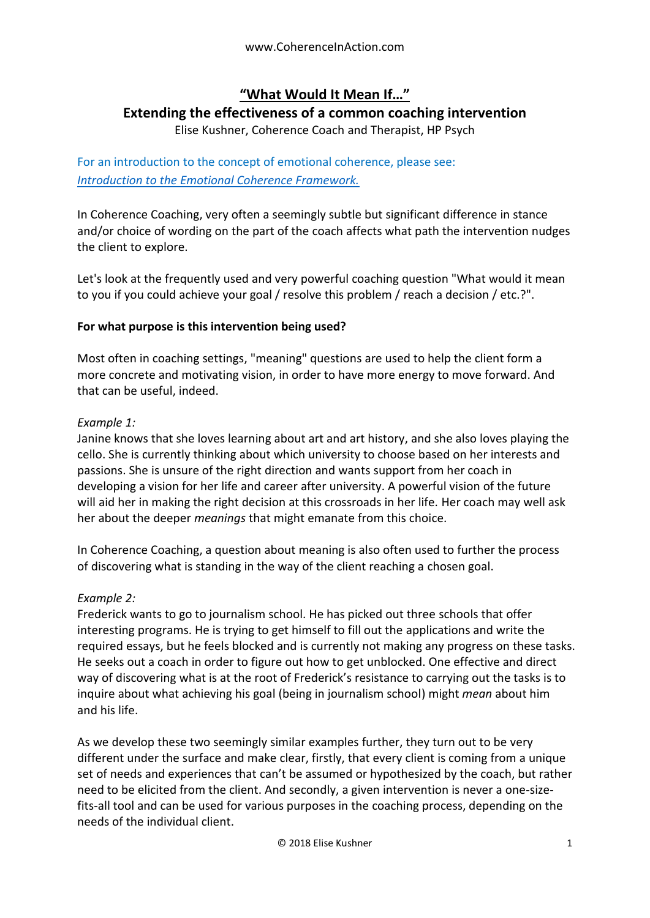# "What Would It Mean If…"

## Extending the effectiveness of a common coaching intervention

Elise Kushner, Coherence Coach and Therapist, HP Psych

For an introduction to the concept of emotional coherence, please see: *Introduction to the Emotional Coherence Framework.*

In Coherence Coaching, very often a seemingly subtle but significant difference in stance and/or choice of wording on the part of the coach affects what path the intervention nudges the client to explore.

Let's look at the frequently used and very powerful coaching question "What would it mean to you if you could achieve your goal / resolve this problem / reach a decision / etc.?".

**For what purpose is this intervention being used?**

Most often in coaching settings, "meaning" questions are used to help the client form a more concrete and motivating vision, in order to have more energy to move forward. And that can be useful, indeed.

*Example 1:*
Janine knows that she loves learning about art and art history, and she also loves playing the cello. She is currently thinking about which university to choose based on her interests and passions. She is unsure of the right direction and wants support from her coach in developing a vision for her life and career after university. A powerful vision of the future will aid her in making the right decision at this crossroads in her life. Her coach may well ask her about the deeper *meanings* that might emanate from this choice.

In Coherence Coaching, a question about meaning is also often used to further the process of discovering what is standing in the way of the client reaching a chosen goal.

*Example 2:*
Frederick wants to go to journalism school. He has picked out three schools that offer interesting programs. He is trying to get himself to fill out the applications and write the required essays, but he feels blocked and is currently not making any progress on these tasks. He seeks out a coach in order to figure out how to get unblocked. One effective and direct way of discovering what is at the root of Frederick's resistance to carrying out the tasks is to inquire about what achieving his goal (being in journalism school) might *mean* about him and his life.

As we develop these two seemingly similar examples further, they turn out to be very different under the surface and make clear, firstly, that every client is coming from a unique set of needs and experiences that can't be assumed or hypothesized by the coach, but rather need to be elicited from the client. And secondly, a given intervention is never a one-size-fits-all tool and can be used for various purposes in the coaching process, depending on the needs of the individual client.

© 2018 Elise Kushner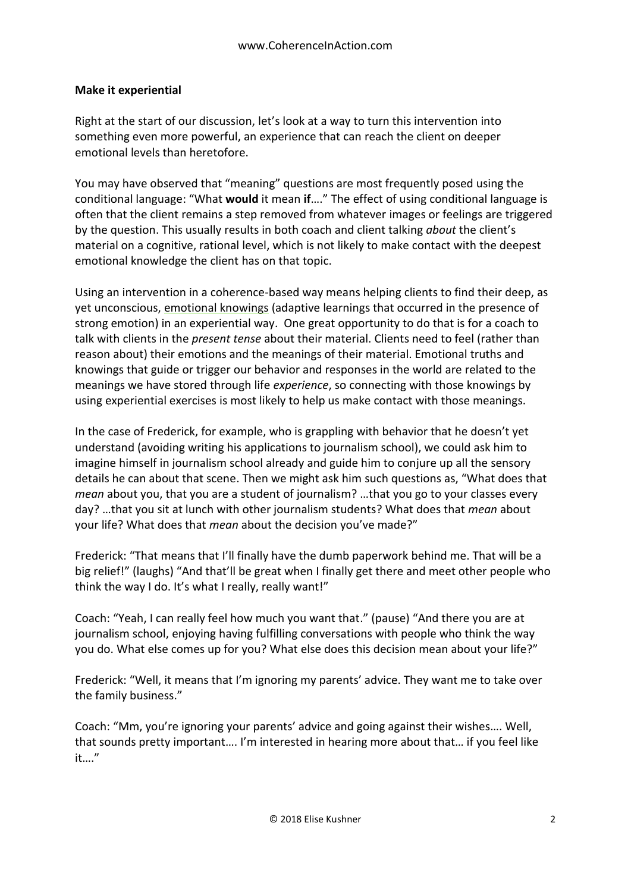**Make it experiential**

Right at the start of our discussion, let's look at a way to turn this intervention into something even more powerful, an experience that can reach the client on deeper emotional levels than heretofore.

You may have observed that "meaning" questions are most frequently posed using the conditional language: "What **would** it mean **if**…." The effect of using conditional language is often that the client remains a step removed from whatever images or feelings are triggered by the question. This usually results in both coach and client talking *about* the client's material on a cognitive, rational level, which is not likely to make contact with the deepest emotional knowledge the client has on that topic.

Using an intervention in a coherence-based way means helping clients to find their deep, as yet unconscious, emotional knowings (adaptive learnings that occurred in the presence of strong emotion) in an experiential way. One great opportunity to do that is for a coach to talk with clients in the *present tense* about their material. Clients need to feel (rather than reason about) their emotions and the meanings of their material. Emotional truths and knowings that guide or trigger our behavior and responses in the world are related to the meanings we have stored through life *experience*, so connecting with those knowings by using experiential exercises is most likely to help us make contact with those meanings.

In the case of Frederick, for example, who is grappling with behavior that he doesn't yet understand (avoiding writing his applications to journalism school), we could ask him to imagine himself in journalism school already and guide him to conjure up all the sensory details he can about that scene. Then we might ask him such questions as, "What does that *mean* about you, that you are a student of journalism? …that you go to your classes every day? …that you sit at lunch with other journalism students? What does that *mean* about your life? What does that *mean* about the decision you've made?"

Frederick: "That means that I'll finally have the dumb paperwork behind me. That will be a big relief!" (laughs) "And that'll be great when I finally get there and meet other people who think the way I do. It's what I really, really want!"

Coach: "Yeah, I can really feel how much you want that." (pause) "And there you are at journalism school, enjoying having fulfilling conversations with people who think the way you do. What else comes up for you? What else does this decision mean about your life?"

Frederick: "Well, it means that I'm ignoring my parents' advice. They want me to take over the family business."

Coach: "Mm, you're ignoring your parents' advice and going against their wishes…. Well, that sounds pretty important…. I'm interested in hearing more about that… if you feel like it…."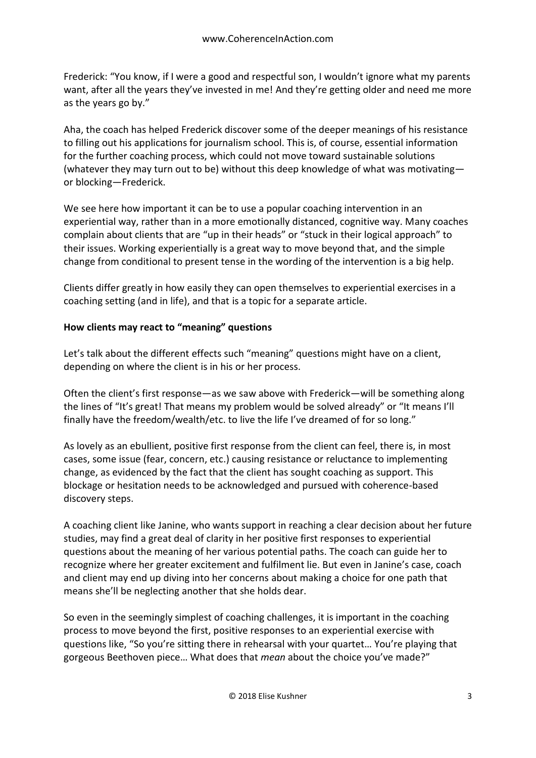Frederick: "You know, if I were a good and respectful son, I wouldn't ignore what my parents want, after all the years they've invested in me! And they're getting older and need me more as the years go by."

Aha, the coach has helped Frederick discover some of the deeper meanings of his resistance to filling out his applications for journalism school. This is, of course, essential information for the further coaching process, which could not move toward sustainable solutions (whatever they may turn out to be) without this deep knowledge of what was motivating—or blocking—Frederick.

We see here how important it can be to use a popular coaching intervention in an experiential way, rather than in a more emotionally distanced, cognitive way. Many coaches complain about clients that are "up in their heads" or "stuck in their logical approach" to their issues. Working experientially is a great way to move beyond that, and the simple change from conditional to present tense in the wording of the intervention is a big help.

Clients differ greatly in how easily they can open themselves to experiential exercises in a coaching setting (and in life), and that is a topic for a separate article.

**How clients may react to "meaning" questions**

Let's talk about the different effects such "meaning" questions might have on a client, depending on where the client is in his or her process.

Often the client's first response—as we saw above with Frederick—will be something along the lines of "It's great! That means my problem would be solved already" or "It means I'll finally have the freedom/wealth/etc. to live the life I've dreamed of for so long."

As lovely as an ebullient, positive first response from the client can feel, there is, in most cases, some issue (fear, concern, etc.) causing resistance or reluctance to implementing change, as evidenced by the fact that the client has sought coaching as support. This blockage or hesitation needs to be acknowledged and pursued with coherence-based discovery steps.

A coaching client like Janine, who wants support in reaching a clear decision about her future studies, may find a great deal of clarity in her positive first responses to experiential questions about the meaning of her various potential paths. The coach can guide her to recognize where her greater excitement and fulfilment lie. But even in Janine's case, coach and client may end up diving into her concerns about making a choice for one path that means she'll be neglecting another that she holds dear.

So even in the seemingly simplest of coaching challenges, it is important in the coaching process to move beyond the first, positive responses to an experiential exercise with questions like, "So you're sitting there in rehearsal with your quartet… You're playing that gorgeous Beethoven piece… What does that *mean* about the choice you've made?"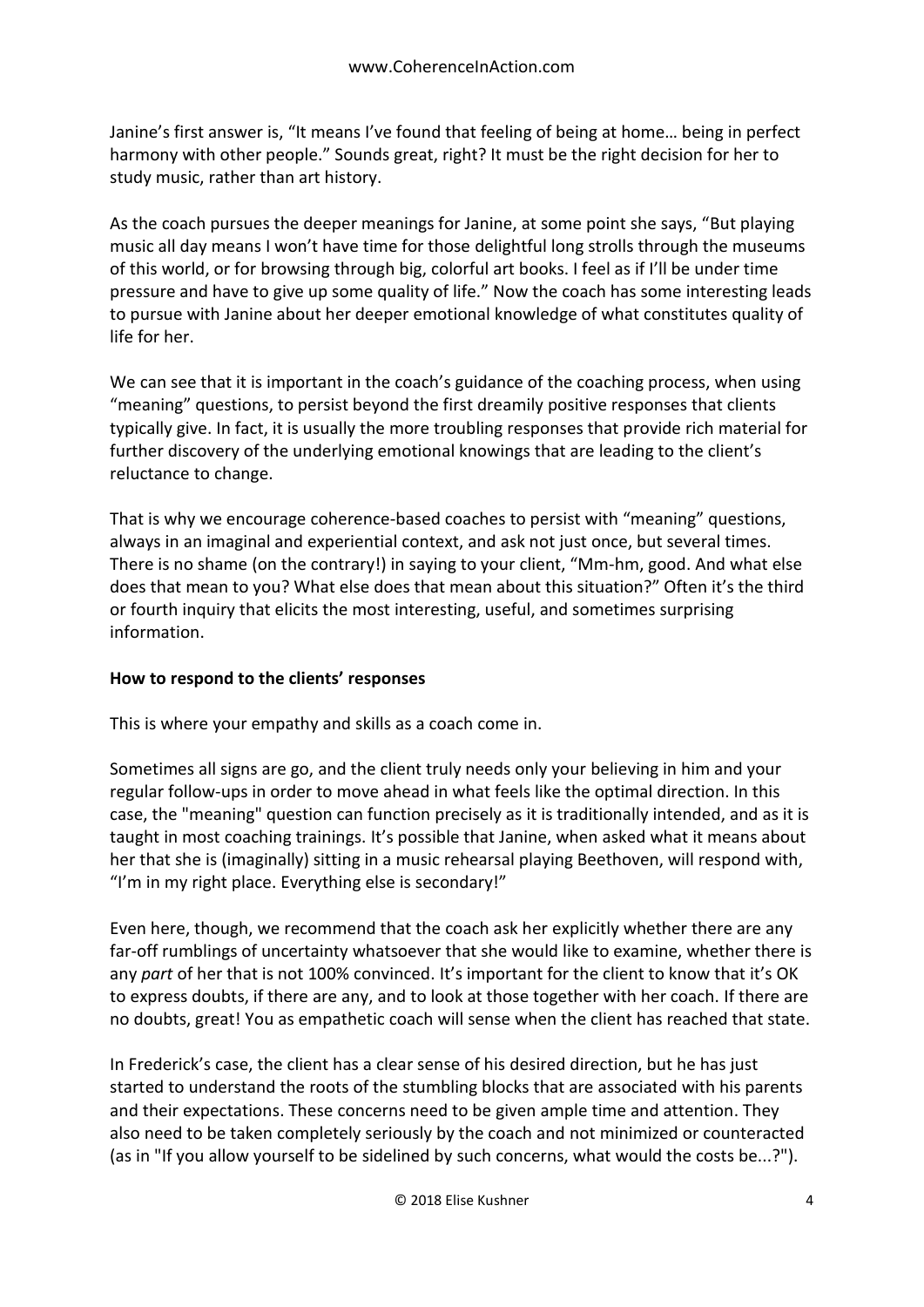Janine's first answer is, "It means I've found that feeling of being at home… being in perfect harmony with other people." Sounds great, right? It must be the right decision for her to study music, rather than art history.

As the coach pursues the deeper meanings for Janine, at some point she says, "But playing music all day means I won't have time for those delightful long strolls through the museums of this world, or for browsing through big, colorful art books. I feel as if I'll be under time pressure and have to give up some quality of life." Now the coach has some interesting leads to pursue with Janine about her deeper emotional knowledge of what constitutes quality of life for her.

We can see that it is important in the coach's guidance of the coaching process, when using "meaning" questions, to persist beyond the first dreamily positive responses that clients typically give. In fact, it is usually the more troubling responses that provide rich material for further discovery of the underlying emotional knowings that are leading to the client's reluctance to change.

That is why we encourage coherence-based coaches to persist with "meaning" questions, always in an imaginal and experiential context, and ask not just once, but several times. There is no shame (on the contrary!) in saying to your client, "Mm-hm, good. And what else does that mean to you? What else does that mean about this situation?" Often it's the third or fourth inquiry that elicits the most interesting, useful, and sometimes surprising information.

**How to respond to the clients' responses**

This is where your empathy and skills as a coach come in.

Sometimes all signs are go, and the client truly needs only your believing in him and your regular follow-ups in order to move ahead in what feels like the optimal direction. In this case, the "meaning" question can function precisely as it is traditionally intended, and as it is taught in most coaching trainings. It's possible that Janine, when asked what it means about her that she is (imaginally) sitting in a music rehearsal playing Beethoven, will respond with, "I'm in my right place. Everything else is secondary!"

Even here, though, we recommend that the coach ask her explicitly whether there are any far-off rumblings of uncertainty whatsoever that she would like to examine, whether there is any *part* of her that is not 100% convinced. It's important for the client to know that it's OK to express doubts, if there are any, and to look at those together with her coach. If there are no doubts, great! You as empathetic coach will sense when the client has reached that state.

In Frederick's case, the client has a clear sense of his desired direction, but he has just started to understand the roots of the stumbling blocks that are associated with his parents and their expectations. These concerns need to be given ample time and attention. They also need to be taken completely seriously by the coach and not minimized or counteracted (as in "If you allow yourself to be sidelined by such concerns, what would the costs be...?").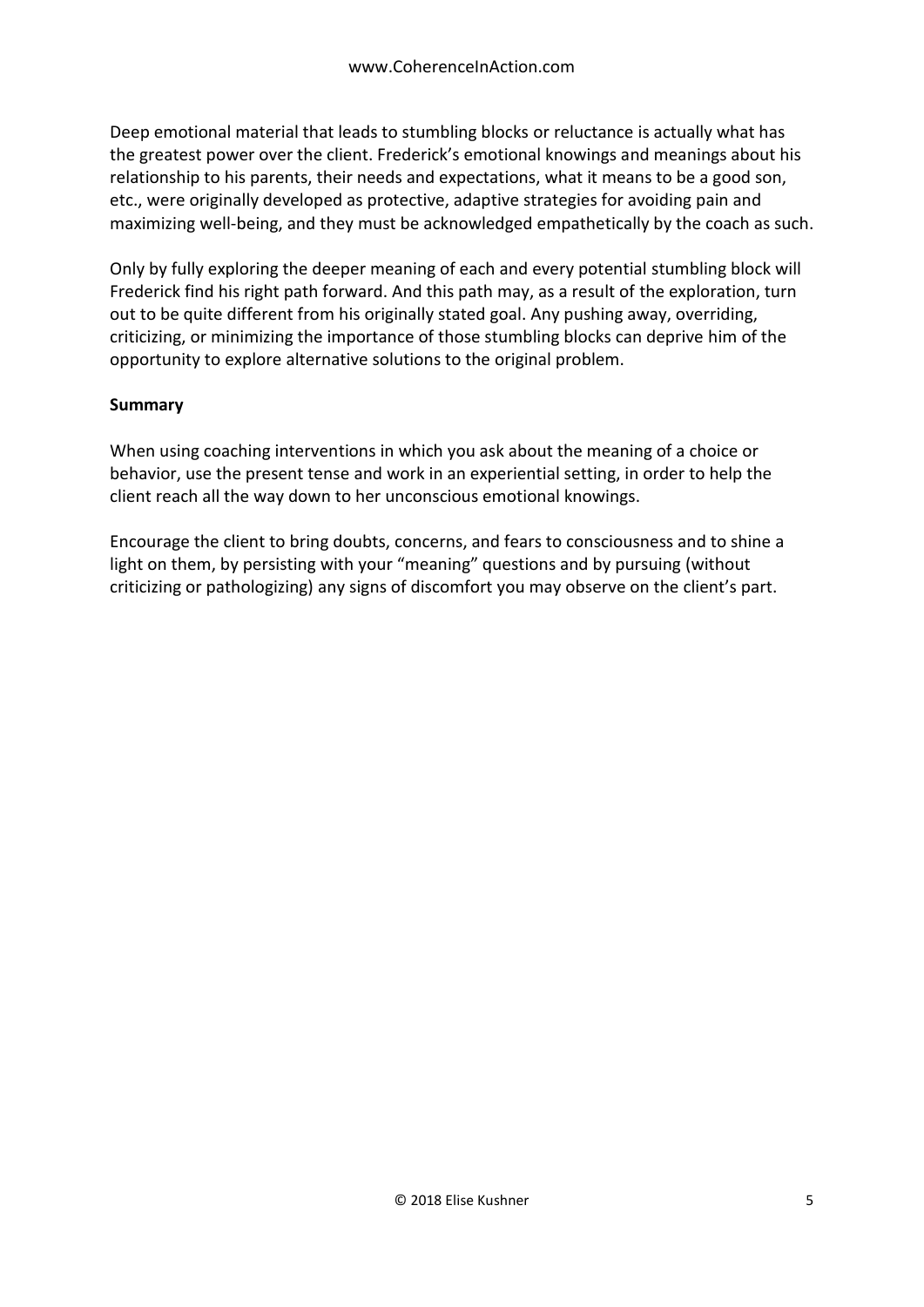Deep emotional material that leads to stumbling blocks or reluctance is actually what has the greatest power over the client. Frederick's emotional knowings and meanings about his relationship to his parents, their needs and expectations, what it means to be a good son, etc., were originally developed as protective, adaptive strategies for avoiding pain and maximizing well-being, and they must be acknowledged empathetically by the coach as such.

Only by fully exploring the deeper meaning of each and every potential stumbling block will Frederick find his right path forward. And this path may, as a result of the exploration, turn out to be quite different from his originally stated goal. Any pushing away, overriding, criticizing, or minimizing the importance of those stumbling blocks can deprive him of the opportunity to explore alternative solutions to the original problem.

**Summary**

When using coaching interventions in which you ask about the meaning of a choice or behavior, use the present tense and work in an experiential setting, in order to help the client reach all the way down to her unconscious emotional knowings.

Encourage the client to bring doubts, concerns, and fears to consciousness and to shine a light on them, by persisting with your "meaning" questions and by pursuing (without criticizing or pathologizing) any signs of discomfort you may observe on the client's part.